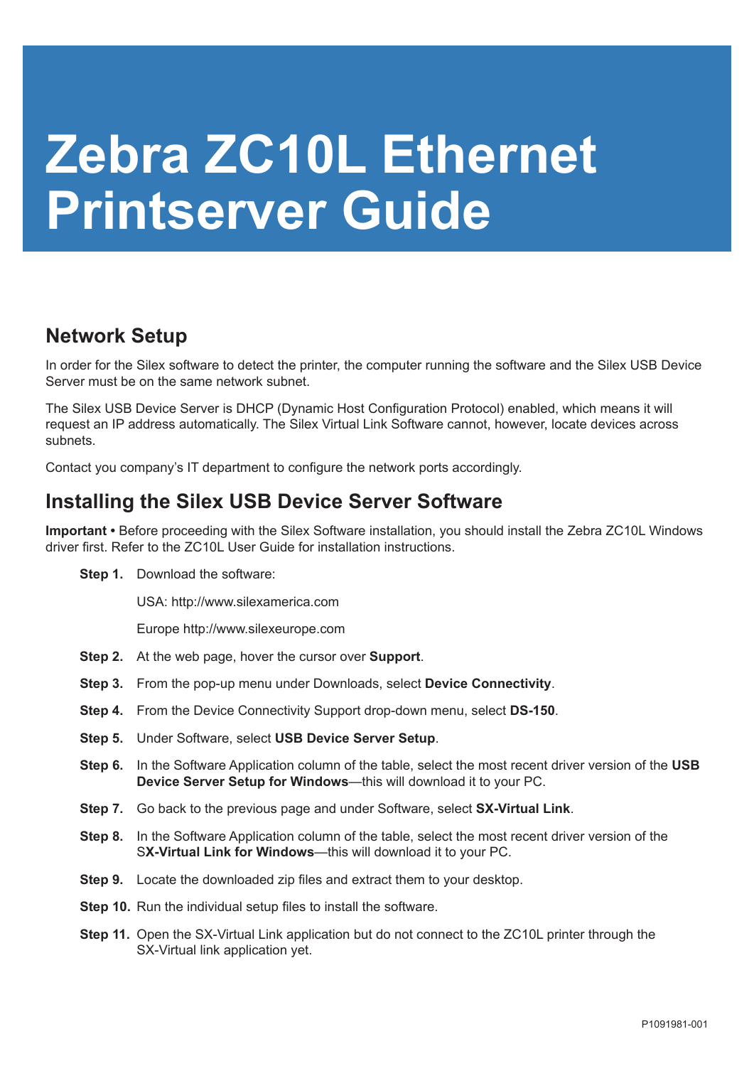# Zebra ZC10L Ethernet Printserver Guide

## Network Setup

In order for the Silex software to detect the printer, the computer running the software and the Silex USB Device Server must be on the same network subnet.

The Silex USB Device Server is DHCP (Dynamic Host Configuration Protocol) enabled, which means it will request an IP address automatically. The Silex Virtual Link Software cannot, however, locate devices across subnets.

Contact you company's IT department to configure the network ports accordingly.

## Installing the Silex USB Device Server Software

**Important •** Before proceeding with the Silex Software installation, you should install the Zebra ZC10L Windows driver first. Refer to the ZC10L User Guide for installation instructions.

**Step 1.** Download the software:

USA: http://www.silexamerica.com

Europe http://www.silexeurope.com

**Step 2.** At the web page, hover the cursor over **Support**.

**Step 3.** From the pop-up menu under Downloads, select **Device Connectivity**.

**Step 4.** From the Device Connectivity Support drop-down menu, select **DS-150**.

**Step 5.** Under Software, select **USB Device Server Setup**.

**Step 6.** In the Software Application column of the table, select the most recent driver version of the **USB Device Server Setup for Windows**—this will download it to your PC.

**Step 7.** Go back to the previous page and under Software, select **SX-Virtual Link**.

**Step 8.** In the Software Application column of the table, select the most recent driver version of the S**X-Virtual Link for Windows**—this will download it to your PC.

**Step 9.** Locate the downloaded zip files and extract them to your desktop.

**Step 10.** Run the individual setup files to install the software.

**Step 11.** Open the SX-Virtual Link application but do not connect to the ZC10L printer through the SX-Virtual link application yet.

P1091981-001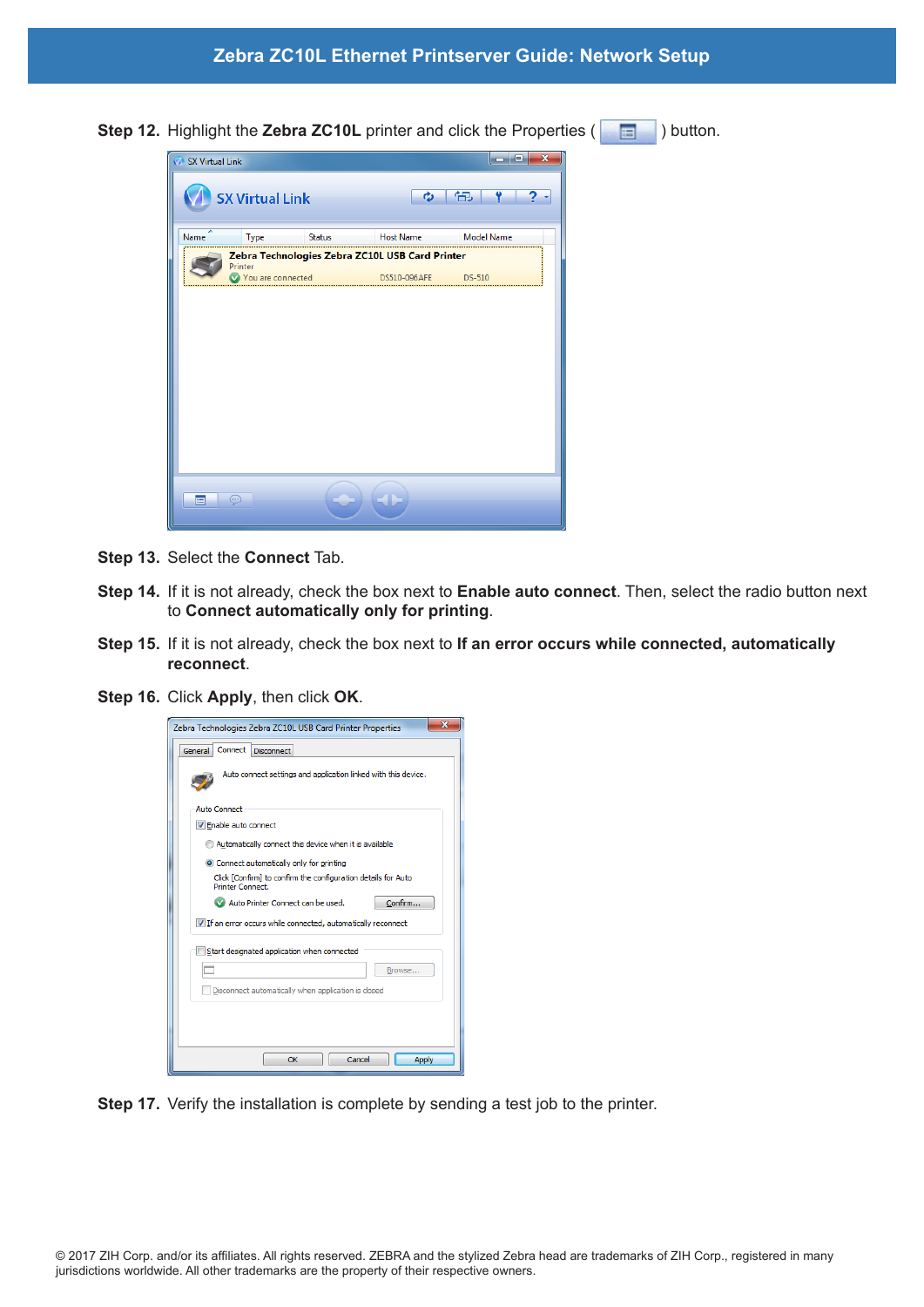**Step 12.** Highlight the **Zebra ZC10L** printer and click the Properties ( ) button.

**Step 13.** Select the **Connect** Tab.

**Step 14.** If it is not already, check the box next to **Enable auto connect**. Then, select the radio button next to **Connect automatically only for printing**.

**Step 15.** If it is not already, check the box next to **If an error occurs while connected, automatically reconnect**.

**Step 16.** Click **Apply**, then click **OK**.

**Step 17.** Verify the installation is complete by sending a test job to the printer.

© 2017 ZIH Corp. and/or its affiliates. All rights reserved. ZEBRA and the stylized Zebra head are trademarks of ZIH Corp., registered in many jurisdictions worldwide. All other trademarks are the property of their respective owners.